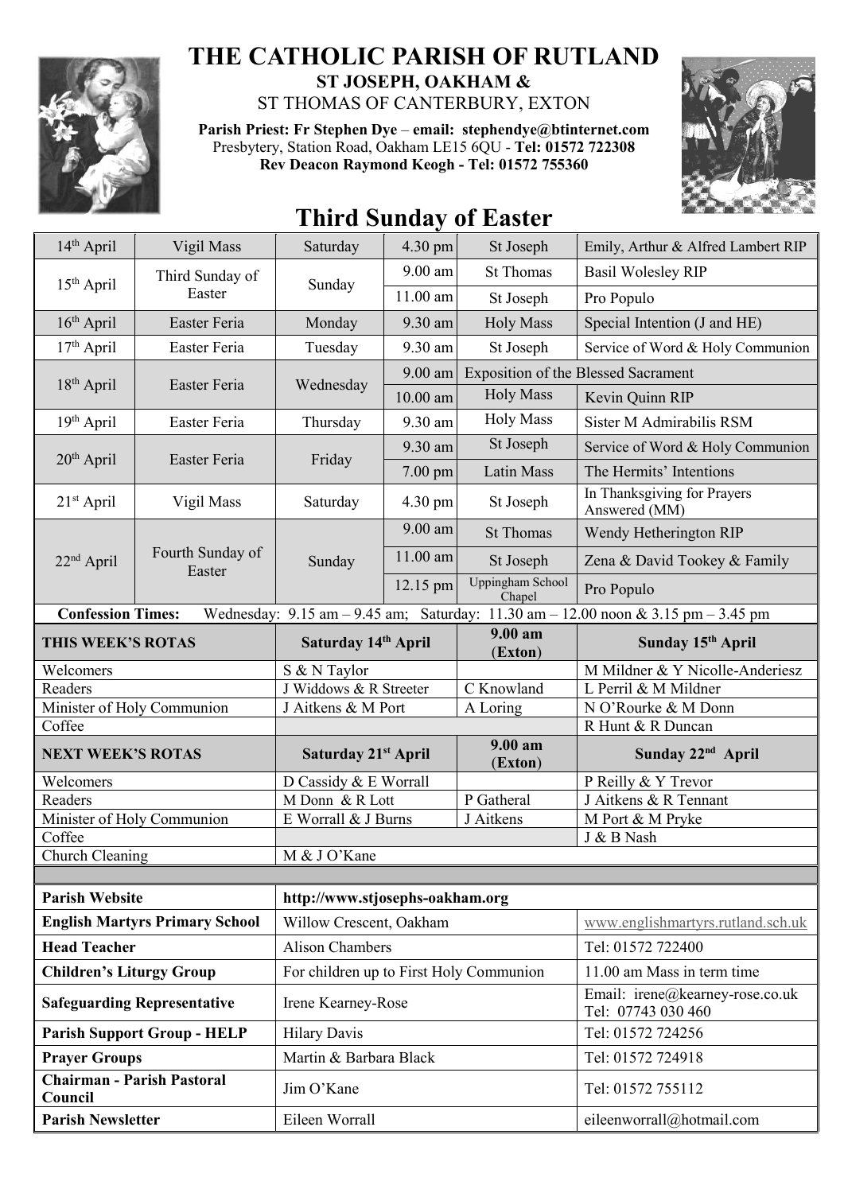# THE CATHOLIC PARISH OF RUTLAND

**ST JOSEPH, OAKHAM &**
ST THOMAS OF CANTERBURY, EXTON

**Parish Priest: Fr Stephen Dye** – **email: stephendye@btinternet.com**
Presbytery, Station Road, Oakham LE15 6QU - **Tel: 01572 722308**
**Rev Deacon Raymond Keogh - Tel: 01572 755360**

## Third Sunday of Easter

| | | | | | |
|---|---|---|---|---|---|
| 14th April | Vigil Mass | Saturday | 4.30 pm | St Joseph | Emily, Arthur & Alfred Lambert RIP |
| 15th April | Third Sunday of Easter | Sunday | 9.00 am | St Thomas | Basil Wolesley RIP |
| | | | 11.00 am | St Joseph | Pro Populo |
| 16th April | Easter Feria | Monday | 9.30 am | Holy Mass | Special Intention (J and HE) |
| 17th April | Easter Feria | Tuesday | 9.30 am | St Joseph | Service of Word & Holy Communion |
| 18th April | Easter Feria | Wednesday | 9.00 am | Exposition of the Blessed Sacrament | |
| | | | 10.00 am | Holy Mass | Kevin Quinn RIP |
| 19th April | Easter Feria | Thursday | 9.30 am | Holy Mass | Sister M Admirabilis RSM |
| 20th April | Easter Feria | Friday | 9.30 am | St Joseph | Service of Word & Holy Communion |
| | | | 7.00 pm | Latin Mass | The Hermits' Intentions |
| 21st April | Vigil Mass | Saturday | 4.30 pm | St Joseph | In Thanksgiving for Prayers Answered (MM) |
| 22nd April | Fourth Sunday of Easter | Sunday | 9.00 am | St Thomas | Wendy Hetherington RIP |
| | | | 11.00 am | St Joseph | Zena & David Tookey & Family |
| | | | 12.15 pm | Uppingham School Chapel | Pro Populo |

**Confession Times:** Wednesday: 9.15 am – 9.45 am; Saturday: 11.30 am – 12.00 noon & 3.15 pm – 3.45 pm

| THIS WEEK'S ROTAS | Saturday 14th April | 9.00 am (Exton) | Sunday 15th April |
|---|---|---|---|
| Welcomers | S & N Taylor | | M Mildner & Y Nicolle-Anderiesz |
| Readers | J Widdows & R Streeter | C Knowland | L Perril & M Mildner |
| Minister of Holy Communion | J Aitkens & M Port | A Loring | N O'Rourke & M Donn |
| Coffee | | | R Hunt & R Duncan |

| NEXT WEEK'S ROTAS | Saturday 21st April | 9.00 am (Exton) | Sunday 22nd April |
|---|---|---|---|
| Welcomers | D Cassidy & E Worrall | | P Reilly & Y Trevor |
| Readers | M Donn & R Lott | P Gatheral | J Aitkens & R Tennant |
| Minister of Holy Communion | E Worrall & J Burns | J Aitkens | M Port & M Pryke |
| Coffee | | | J & B Nash |
| Church Cleaning | M & J O'Kane | | |

| | | |
|---|---|---|
| **Parish Website** | **http://www.stjosephs-oakham.org** | |
| **English Martyrs Primary School** | Willow Crescent, Oakham | www.englishmartyrs.rutland.sch.uk |
| **Head Teacher** | Alison Chambers | Tel: 01572 722400 |
| **Children's Liturgy Group** | For children up to First Holy Communion | 11.00 am Mass in term time |
| **Safeguarding Representative** | Irene Kearney-Rose | Email: irene@kearney-rose.co.uk Tel: 07743 030 460 |
| **Parish Support Group - HELP** | Hilary Davis | Tel: 01572 724256 |
| **Prayer Groups** | Martin & Barbara Black | Tel: 01572 724918 |
| **Chairman - Parish Pastoral Council** | Jim O'Kane | Tel: 01572 755112 |
| **Parish Newsletter** | Eileen Worrall | eileenworrall@hotmail.com |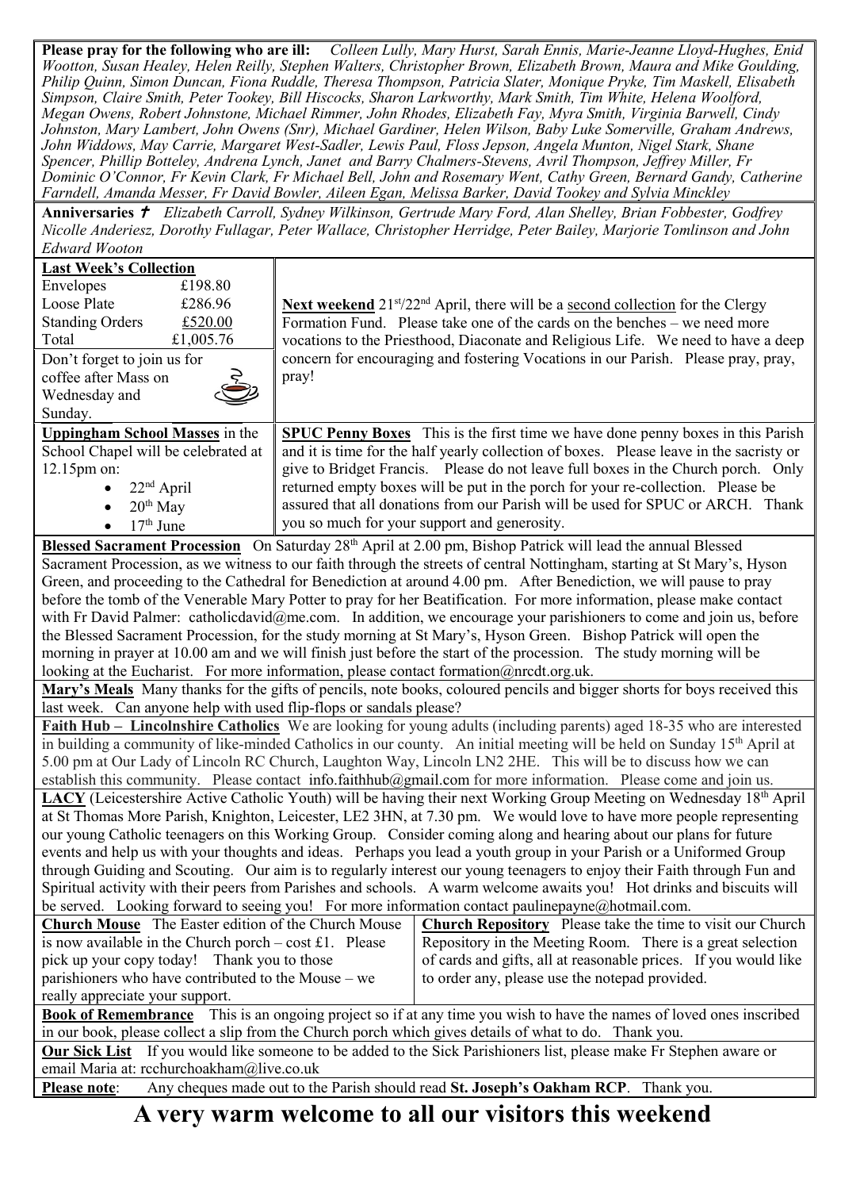**Please pray for the following who are ill:** *Colleen Lully, Mary Hurst, Sarah Ennis, Marie-Jeanne Lloyd-Hughes, Enid Wootton, Susan Healey, Helen Reilly, Stephen Walters, Christopher Brown, Elizabeth Brown, Maura and Mike Goulding, Philip Quinn, Simon Duncan, Fiona Ruddle, Theresa Thompson, Patricia Slater, Monique Pryke, Tim Maskell, Elisabeth Simpson, Claire Smith, Peter Tookey, Bill Hiscocks, Sharon Larkworthy, Mark Smith, Tim White, Helena Woolford, Megan Owens, Robert Johnstone, Michael Rimmer, John Rhodes, Elizabeth Fay, Myra Smith, Virginia Barwell, Cindy Johnston, Mary Lambert, John Owens (Snr), Michael Gardiner, Helen Wilson, Baby Luke Somerville, Graham Andrews, John Widdows, May Carrie, Margaret West-Sadler, Lewis Paul, Floss Jepson, Angela Munton, Nigel Stark, Shane Spencer, Phillip Botteley, Andrena Lynch, Janet and Barry Chalmers-Stevens, Avril Thompson, Jeffrey Miller, Fr Dominic O'Connor, Fr Kevin Clark, Fr Michael Bell, John and Rosemary Went, Cathy Green, Bernard Gandy, Catherine Farndell, Amanda Messer, Fr David Bowler, Aileen Egan, Melissa Barker, David Tookey and Sylvia Minckley*

**Anniversaries** ✝ *Elizabeth Carroll, Sydney Wilkinson, Gertrude Mary Ford, Alan Shelley, Brian Fobbester, Godfrey Nicolle Anderiesz, Dorothy Fullagar, Peter Wallace, Christopher Herridge, Peter Bailey, Marjorie Tomlinson and John Edward Wooton*

**Last Week's Collection**

| | |
|---|---|
| Envelopes | £198.80 |
| Loose Plate | £286.96 |
| Standing Orders | £520.00 |
| Total | £1,005.76 |

Don't forget to join us for coffee after Mass on Wednesday and Sunday.

**Next weekend** 21st/22nd April, there will be a second collection for the Clergy Formation Fund. Please take one of the cards on the benches – we need more vocations to the Priesthood, Diaconate and Religious Life. We need to have a deep concern for encouraging and fostering Vocations in our Parish. Please pray, pray, pray!

**Uppingham School Masses** in the School Chapel will be celebrated at 12.15pm on:

- 22nd April
- 20th May
- 17th June

**SPUC Penny Boxes** This is the first time we have done penny boxes in this Parish and it is time for the half yearly collection of boxes. Please leave in the sacristy or give to Bridget Francis. Please do not leave full boxes in the Church porch. Only returned empty boxes will be put in the porch for your re-collection. Please be assured that all donations from our Parish will be used for SPUC or ARCH. Thank you so much for your support and generosity.

**Blessed Sacrament Procession** On Saturday 28th April at 2.00 pm, Bishop Patrick will lead the annual Blessed Sacrament Procession, as we witness to our faith through the streets of central Nottingham, starting at St Mary's, Hyson Green, and proceeding to the Cathedral for Benediction at around 4.00 pm. After Benediction, we will pause to pray before the tomb of the Venerable Mary Potter to pray for her Beatification. For more information, please make contact with Fr David Palmer: catholicdavid@me.com. In addition, we encourage your parishioners to come and join us, before the Blessed Sacrament Procession, for the study morning at St Mary's, Hyson Green. Bishop Patrick will open the morning in prayer at 10.00 am and we will finish just before the start of the procession. The study morning will be looking at the Eucharist. For more information, please contact formation@nrcdt.org.uk.

**Mary's Meals** Many thanks for the gifts of pencils, note books, coloured pencils and bigger shorts for boys received this last week. Can anyone help with used flip-flops or sandals please?

**Faith Hub – Lincolnshire Catholics** We are looking for young adults (including parents) aged 18-35 who are interested in building a community of like-minded Catholics in our county. An initial meeting will be held on Sunday 15th April at 5.00 pm at Our Lady of Lincoln RC Church, Laughton Way, Lincoln LN2 2HE. This will be to discuss how we can establish this community. Please contact info.faithhub@gmail.com for more information. Please come and join us.

**LACY** (Leicestershire Active Catholic Youth) will be having their next Working Group Meeting on Wednesday 18th April at St Thomas More Parish, Knighton, Leicester, LE2 3HN, at 7.30 pm. We would love to have more people representing our young Catholic teenagers on this Working Group. Consider coming along and hearing about our plans for future events and help us with your thoughts and ideas. Perhaps you lead a youth group in your Parish or a Uniformed Group through Guiding and Scouting. Our aim is to regularly interest our young teenagers to enjoy their Faith through Fun and Spiritual activity with their peers from Parishes and schools. A warm welcome awaits you! Hot drinks and biscuits will be served. Looking forward to seeing you! For more information contact paulinepayne@hotmail.com.

**Church Mouse** The Easter edition of the Church Mouse is now available in the Church porch – cost £1. Please pick up your copy today! Thank you to those parishioners who have contributed to the Mouse – we really appreciate your support.

**Church Repository** Please take the time to visit our Church Repository in the Meeting Room. There is a great selection of cards and gifts, all at reasonable prices. If you would like to order any, please use the notepad provided.

**Book of Remembrance** This is an ongoing project so if at any time you wish to have the names of loved ones inscribed in our book, please collect a slip from the Church porch which gives details of what to do. Thank you.

**Our Sick List** If you would like someone to be added to the Sick Parishioners list, please make Fr Stephen aware or email Maria at: rcchurchoakham@live.co.uk

**Please note**: Any cheques made out to the Parish should read **St. Joseph's Oakham RCP**. Thank you.

# A very warm welcome to all our visitors this weekend